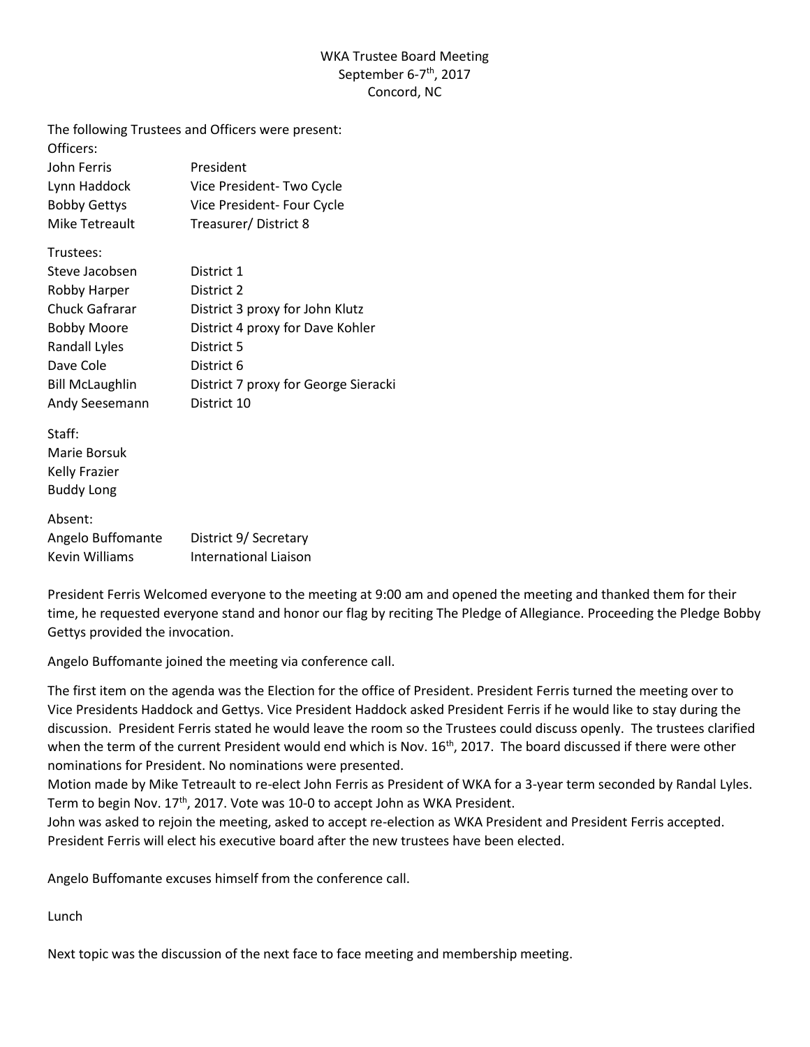# WKA Trustee Board Meeting
## September 6-7th, 2017
## Concord, NC

The following Trustees and Officers were present:

Officers:

| | |
|---|---|
| John Ferris | President |
| Lynn Haddock | Vice President- Two Cycle |
| Bobby Gettys | Vice President- Four Cycle |
| Mike Tetreault | Treasurer/ District 8 |

Trustees:

| | |
|---|---|
| Steve Jacobsen | District 1 |
| Robby Harper | District 2 |
| Chuck Gafrarar | District 3 proxy for John Klutz |
| Bobby Moore | District 4 proxy for Dave Kohler |
| Randall Lyles | District 5 |
| Dave Cole | District 6 |
| Bill McLaughlin | District 7 proxy for George Sieracki |
| Andy Seesemann | District 10 |

Staff:

Marie Borsuk
Kelly Frazier
Buddy Long

Absent:

| | |
|---|---|
| Angelo Buffomante | District 9/ Secretary |
| Kevin Williams | International Liaison |

President Ferris Welcomed everyone to the meeting at 9:00 am and opened the meeting and thanked them for their time, he requested everyone stand and honor our flag by reciting The Pledge of Allegiance. Proceeding the Pledge Bobby Gettys provided the invocation.

Angelo Buffomante joined the meeting via conference call.

The first item on the agenda was the Election for the office of President. President Ferris turned the meeting over to Vice Presidents Haddock and Gettys. Vice President Haddock asked President Ferris if he would like to stay during the discussion. President Ferris stated he would leave the room so the Trustees could discuss openly. The trustees clarified when the term of the current President would end which is Nov. 16th, 2017. The board discussed if there were other nominations for President. No nominations were presented.

Motion made by Mike Tetreault to re-elect John Ferris as President of WKA for a 3-year term seconded by Randal Lyles. Term to begin Nov. 17th, 2017. Vote was 10-0 to accept John as WKA President.

John was asked to rejoin the meeting, asked to accept re-election as WKA President and President Ferris accepted. President Ferris will elect his executive board after the new trustees have been elected.

Angelo Buffomante excuses himself from the conference call.

Lunch

Next topic was the discussion of the next face to face meeting and membership meeting.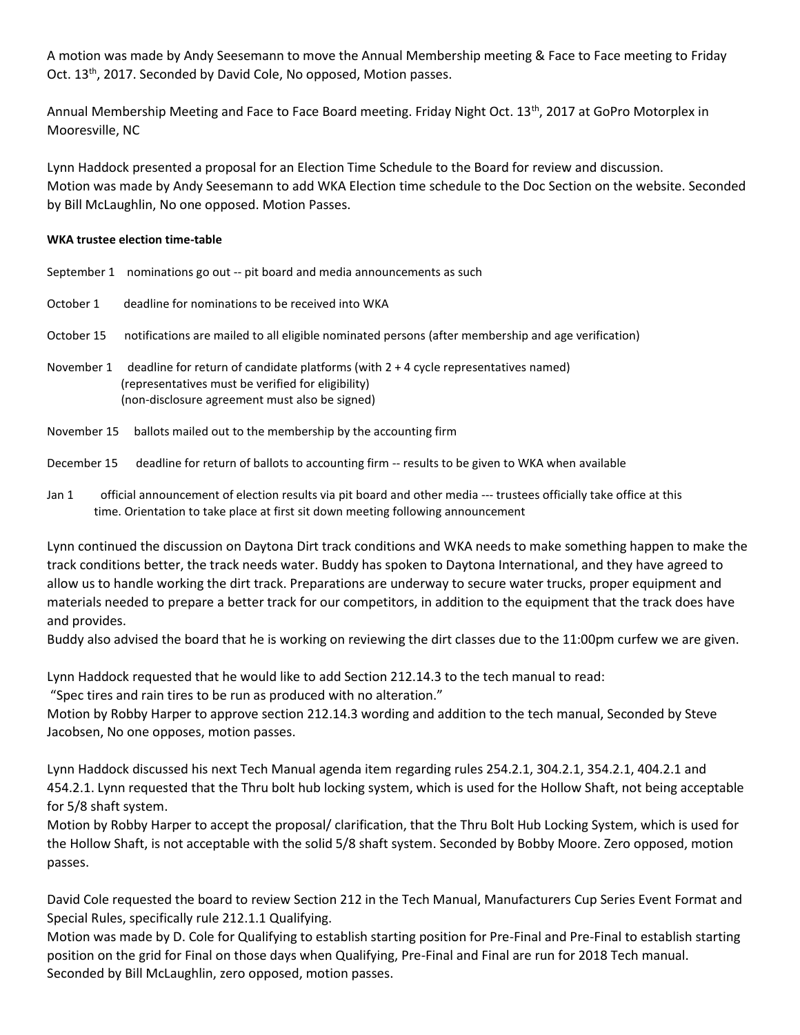A motion was made by Andy Seesemann to move the Annual Membership meeting & Face to Face meeting to Friday Oct. 13th, 2017. Seconded by David Cole, No opposed, Motion passes.

Annual Membership Meeting and Face to Face Board meeting. Friday Night Oct. 13th, 2017 at GoPro Motorplex in Mooresville, NC

Lynn Haddock presented a proposal for an Election Time Schedule to the Board for review and discussion.
Motion was made by Andy Seesemann to add WKA Election time schedule to the Doc Section on the website. Seconded by Bill McLaughlin, No one opposed. Motion Passes.

**WKA trustee election time-table**

September 1 nominations go out -- pit board and media announcements as such

October 1 deadline for nominations to be received into WKA

October 15 notifications are mailed to all eligible nominated persons (after membership and age verification)

November 1 deadline for return of candidate platforms (with 2 + 4 cycle representatives named)
(representatives must be verified for eligibility)
(non-disclosure agreement must also be signed)

November 15 ballots mailed out to the membership by the accounting firm

December 15 deadline for return of ballots to accounting firm -- results to be given to WKA when available

Jan 1 official announcement of election results via pit board and other media --- trustees officially take office at this time. Orientation to take place at first sit down meeting following announcement

Lynn continued the discussion on Daytona Dirt track conditions and WKA needs to make something happen to make the track conditions better, the track needs water. Buddy has spoken to Daytona International, and they have agreed to allow us to handle working the dirt track. Preparations are underway to secure water trucks, proper equipment and materials needed to prepare a better track for our competitors, in addition to the equipment that the track does have and provides.
Buddy also advised the board that he is working on reviewing the dirt classes due to the 11:00pm curfew we are given.

Lynn Haddock requested that he would like to add Section 212.14.3 to the tech manual to read:
"Spec tires and rain tires to be run as produced with no alteration."
Motion by Robby Harper to approve section 212.14.3 wording and addition to the tech manual, Seconded by Steve Jacobsen, No one opposes, motion passes.

Lynn Haddock discussed his next Tech Manual agenda item regarding rules 254.2.1, 304.2.1, 354.2.1, 404.2.1 and 454.2.1. Lynn requested that the Thru bolt hub locking system, which is used for the Hollow Shaft, not being acceptable for 5/8 shaft system.
Motion by Robby Harper to accept the proposal/ clarification, that the Thru Bolt Hub Locking System, which is used for the Hollow Shaft, is not acceptable with the solid 5/8 shaft system. Seconded by Bobby Moore. Zero opposed, motion passes.

David Cole requested the board to review Section 212 in the Tech Manual, Manufacturers Cup Series Event Format and Special Rules, specifically rule 212.1.1 Qualifying.
Motion was made by D. Cole for Qualifying to establish starting position for Pre-Final and Pre-Final to establish starting position on the grid for Final on those days when Qualifying, Pre-Final and Final are run for 2018 Tech manual. Seconded by Bill McLaughlin, zero opposed, motion passes.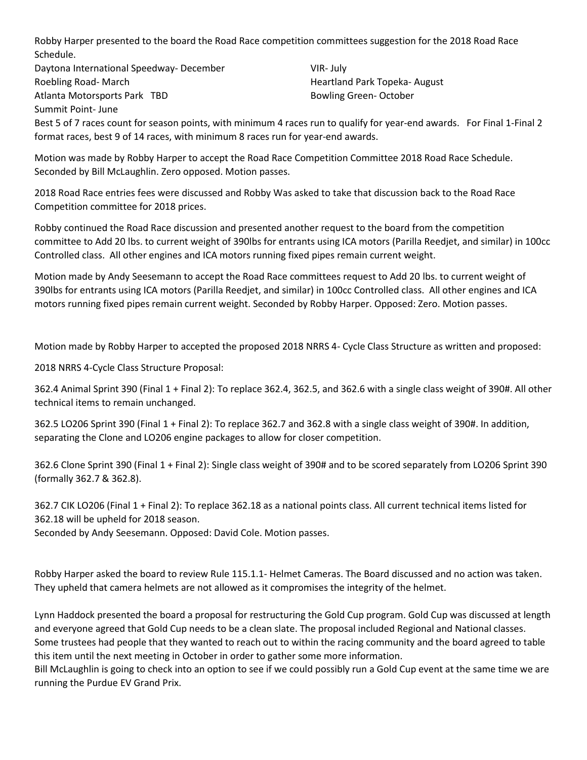Robby Harper presented to the board the Road Race competition committees suggestion for the 2018 Road Race Schedule.

Daytona International Speedway- December
Roebling Road- March
Atlanta Motorsports Park TBD
Summit Point- June
VIR- July
Heartland Park Topeka- August
Bowling Green- October

Best 5 of 7 races count for season points, with minimum 4 races run to qualify for year-end awards. For Final 1-Final 2 format races, best 9 of 14 races, with minimum 8 races run for year-end awards.

Motion was made by Robby Harper to accept the Road Race Competition Committee 2018 Road Race Schedule. Seconded by Bill McLaughlin. Zero opposed. Motion passes.

2018 Road Race entries fees were discussed and Robby Was asked to take that discussion back to the Road Race Competition committee for 2018 prices.

Robby continued the Road Race discussion and presented another request to the board from the competition committee to Add 20 lbs. to current weight of 390lbs for entrants using ICA motors (Parilla Reedjet, and similar) in 100cc Controlled class. All other engines and ICA motors running fixed pipes remain current weight.

Motion made by Andy Seesemann to accept the Road Race committees request to Add 20 lbs. to current weight of 390lbs for entrants using ICA motors (Parilla Reedjet, and similar) in 100cc Controlled class. All other engines and ICA motors running fixed pipes remain current weight. Seconded by Robby Harper. Opposed: Zero. Motion passes.

Motion made by Robby Harper to accepted the proposed 2018 NRRS 4- Cycle Class Structure as written and proposed:

2018 NRRS 4-Cycle Class Structure Proposal:

362.4 Animal Sprint 390 (Final 1 + Final 2): To replace 362.4, 362.5, and 362.6 with a single class weight of 390#. All other technical items to remain unchanged.

362.5 LO206 Sprint 390 (Final 1 + Final 2): To replace 362.7 and 362.8 with a single class weight of 390#. In addition, separating the Clone and LO206 engine packages to allow for closer competition.

362.6 Clone Sprint 390 (Final 1 + Final 2): Single class weight of 390# and to be scored separately from LO206 Sprint 390 (formally 362.7 & 362.8).

362.7 CIK LO206 (Final 1 + Final 2): To replace 362.18 as a national points class. All current technical items listed for 362.18 will be upheld for 2018 season.
Seconded by Andy Seesemann. Opposed: David Cole. Motion passes.

Robby Harper asked the board to review Rule 115.1.1- Helmet Cameras. The Board discussed and no action was taken. They upheld that camera helmets are not allowed as it compromises the integrity of the helmet.

Lynn Haddock presented the board a proposal for restructuring the Gold Cup program. Gold Cup was discussed at length and everyone agreed that Gold Cup needs to be a clean slate. The proposal included Regional and National classes. Some trustees had people that they wanted to reach out to within the racing community and the board agreed to table this item until the next meeting in October in order to gather some more information.
Bill McLaughlin is going to check into an option to see if we could possibly run a Gold Cup event at the same time we are running the Purdue EV Grand Prix.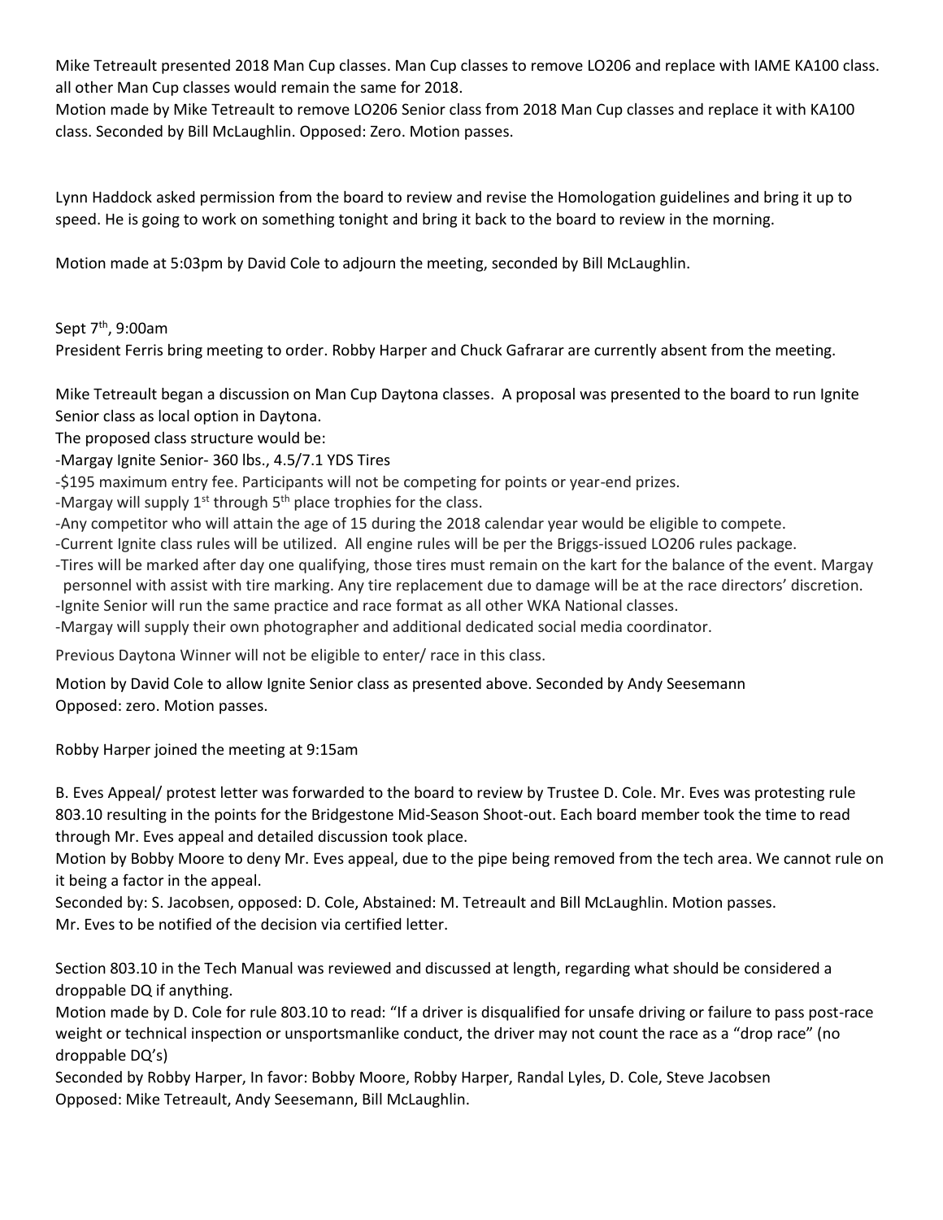Mike Tetreault presented 2018 Man Cup classes. Man Cup classes to remove LO206 and replace with IAME KA100 class. all other Man Cup classes would remain the same for 2018.
Motion made by Mike Tetreault to remove LO206 Senior class from 2018 Man Cup classes and replace it with KA100 class. Seconded by Bill McLaughlin. Opposed: Zero. Motion passes.

Lynn Haddock asked permission from the board to review and revise the Homologation guidelines and bring it up to speed. He is going to work on something tonight and bring it back to the board to review in the morning.

Motion made at 5:03pm by David Cole to adjourn the meeting, seconded by Bill McLaughlin.

Sept 7th, 9:00am
President Ferris bring meeting to order. Robby Harper and Chuck Gafrarar are currently absent from the meeting.

Mike Tetreault began a discussion on Man Cup Daytona classes. A proposal was presented to the board to run Ignite Senior class as local option in Daytona.
The proposed class structure would be:
-Margay Ignite Senior- 360 lbs., 4.5/7.1 YDS Tires
-$195 maximum entry fee. Participants will not be competing for points or year-end prizes.
-Margay will supply 1st through 5th place trophies for the class.
-Any competitor who will attain the age of 15 during the 2018 calendar year would be eligible to compete.
-Current Ignite class rules will be utilized. All engine rules will be per the Briggs-issued LO206 rules package.
-Tires will be marked after day one qualifying, those tires must remain on the kart for the balance of the event. Margay personnel with assist with tire marking. Any tire replacement due to damage will be at the race directors' discretion.
-Ignite Senior will run the same practice and race format as all other WKA National classes.
-Margay will supply their own photographer and additional dedicated social media coordinator.

Previous Daytona Winner will not be eligible to enter/ race in this class.

Motion by David Cole to allow Ignite Senior class as presented above. Seconded by Andy Seesemann
Opposed: zero. Motion passes.

Robby Harper joined the meeting at 9:15am

B. Eves Appeal/ protest letter was forwarded to the board to review by Trustee D. Cole. Mr. Eves was protesting rule 803.10 resulting in the points for the Bridgestone Mid-Season Shoot-out. Each board member took the time to read through Mr. Eves appeal and detailed discussion took place.
Motion by Bobby Moore to deny Mr. Eves appeal, due to the pipe being removed from the tech area. We cannot rule on it being a factor in the appeal.
Seconded by: S. Jacobsen, opposed: D. Cole, Abstained: M. Tetreault and Bill McLaughlin. Motion passes.
Mr. Eves to be notified of the decision via certified letter.

Section 803.10 in the Tech Manual was reviewed and discussed at length, regarding what should be considered a droppable DQ if anything.
Motion made by D. Cole for rule 803.10 to read: "If a driver is disqualified for unsafe driving or failure to pass post-race weight or technical inspection or unsportsmanlike conduct, the driver may not count the race as a "drop race" (no droppable DQ's)
Seconded by Robby Harper, In favor: Bobby Moore, Robby Harper, Randal Lyles, D. Cole, Steve Jacobsen
Opposed: Mike Tetreault, Andy Seesemann, Bill McLaughlin.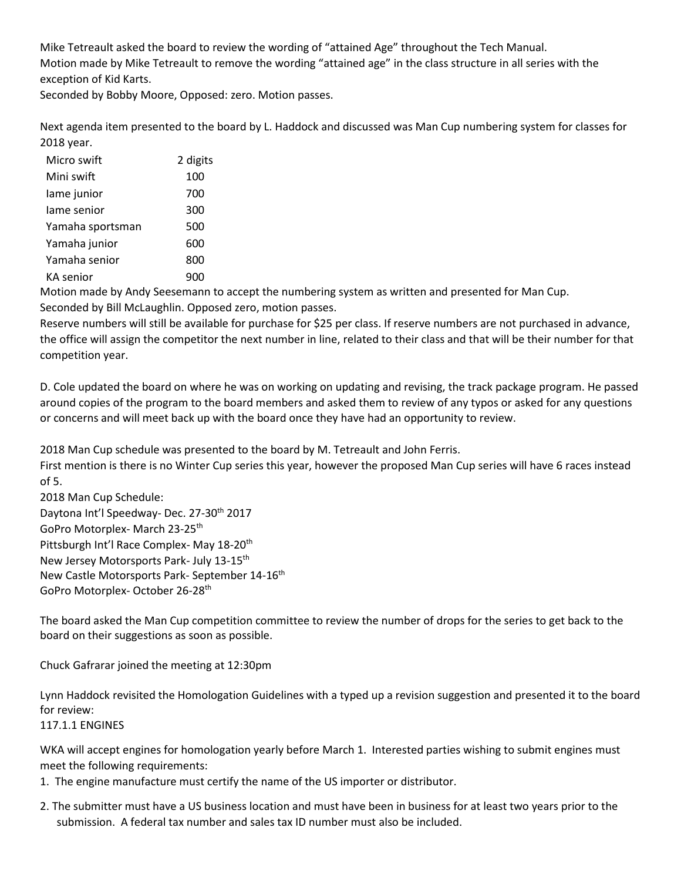Mike Tetreault asked the board to review the wording of "attained Age" throughout the Tech Manual.
Motion made by Mike Tetreault to remove the wording "attained age" in the class structure in all series with the exception of Kid Karts.
Seconded by Bobby Moore, Opposed: zero. Motion passes.

Next agenda item presented to the board by L. Haddock and discussed was Man Cup numbering system for classes for 2018 year.

| | |
|---|---|
| Micro swift | 2 digits |
| Mini swift | 100 |
| Iame junior | 700 |
| Iame senior | 300 |
| Yamaha sportsman | 500 |
| Yamaha junior | 600 |
| Yamaha senior | 800 |
| KA senior | 900 |

Motion made by Andy Seesemann to accept the numbering system as written and presented for Man Cup.
Seconded by Bill McLaughlin. Opposed zero, motion passes.
Reserve numbers will still be available for purchase for $25 per class. If reserve numbers are not purchased in advance, the office will assign the competitor the next number in line, related to their class and that will be their number for that competition year.

D. Cole updated the board on where he was on working on updating and revising, the track package program. He passed around copies of the program to the board members and asked them to review of any typos or asked for any questions or concerns and will meet back up with the board once they have had an opportunity to review.

2018 Man Cup schedule was presented to the board by M. Tetreault and John Ferris.
First mention is there is no Winter Cup series this year, however the proposed Man Cup series will have 6 races instead of 5.
2018 Man Cup Schedule:
Daytona Int'l Speedway- Dec. 27-30th 2017
GoPro Motorplex- March 23-25th
Pittsburgh Int'l Race Complex- May 18-20th
New Jersey Motorsports Park- July 13-15th
New Castle Motorsports Park- September 14-16th
GoPro Motorplex- October 26-28th

The board asked the Man Cup competition committee to review the number of drops for the series to get back to the board on their suggestions as soon as possible.

Chuck Gafrarar joined the meeting at 12:30pm

Lynn Haddock revisited the Homologation Guidelines with a typed up a revision suggestion and presented it to the board for review:
117.1.1 ENGINES

WKA will accept engines for homologation yearly before March 1. Interested parties wishing to submit engines must meet the following requirements:

1. The engine manufacture must certify the name of the US importer or distributor.
2. The submitter must have a US business location and must have been in business for at least two years prior to the submission. A federal tax number and sales tax ID number must also be included.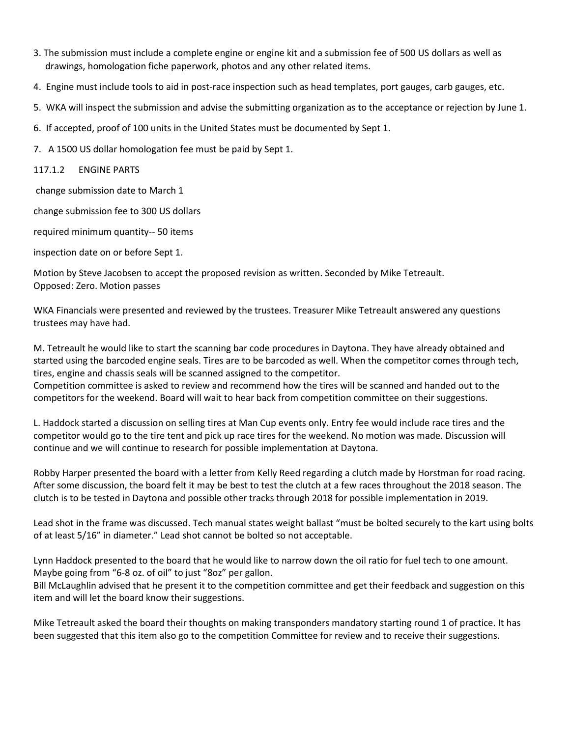3. The submission must include a complete engine or engine kit and a submission fee of 500 US dollars as well as drawings, homologation fiche paperwork, photos and any other related items.
4. Engine must include tools to aid in post-race inspection such as head templates, port gauges, carb gauges, etc.
5. WKA will inspect the submission and advise the submitting organization as to the acceptance or rejection by June 1.
6. If accepted, proof of 100 units in the United States must be documented by Sept 1.
7. A 1500 US dollar homologation fee must be paid by Sept 1.

117.1.2 ENGINE PARTS

change submission date to March 1

change submission fee to 300 US dollars

required minimum quantity-- 50 items

inspection date on or before Sept 1.

Motion by Steve Jacobsen to accept the proposed revision as written. Seconded by Mike Tetreault.
Opposed: Zero. Motion passes

WKA Financials were presented and reviewed by the trustees. Treasurer Mike Tetreault answered any questions trustees may have had.

M. Tetreault he would like to start the scanning bar code procedures in Daytona. They have already obtained and started using the barcoded engine seals. Tires are to be barcoded as well. When the competitor comes through tech, tires, engine and chassis seals will be scanned assigned to the competitor.
Competition committee is asked to review and recommend how the tires will be scanned and handed out to the competitors for the weekend. Board will wait to hear back from competition committee on their suggestions.

L. Haddock started a discussion on selling tires at Man Cup events only. Entry fee would include race tires and the competitor would go to the tire tent and pick up race tires for the weekend. No motion was made. Discussion will continue and we will continue to research for possible implementation at Daytona.

Robby Harper presented the board with a letter from Kelly Reed regarding a clutch made by Horstman for road racing. After some discussion, the board felt it may be best to test the clutch at a few races throughout the 2018 season. The clutch is to be tested in Daytona and possible other tracks through 2018 for possible implementation in 2019.

Lead shot in the frame was discussed. Tech manual states weight ballast "must be bolted securely to the kart using bolts of at least 5/16" in diameter." Lead shot cannot be bolted so not acceptable.

Lynn Haddock presented to the board that he would like to narrow down the oil ratio for fuel tech to one amount. Maybe going from "6-8 oz. of oil" to just "8oz" per gallon.
Bill McLaughlin advised that he present it to the competition committee and get their feedback and suggestion on this item and will let the board know their suggestions.

Mike Tetreault asked the board their thoughts on making transponders mandatory starting round 1 of practice. It has been suggested that this item also go to the competition Committee for review and to receive their suggestions.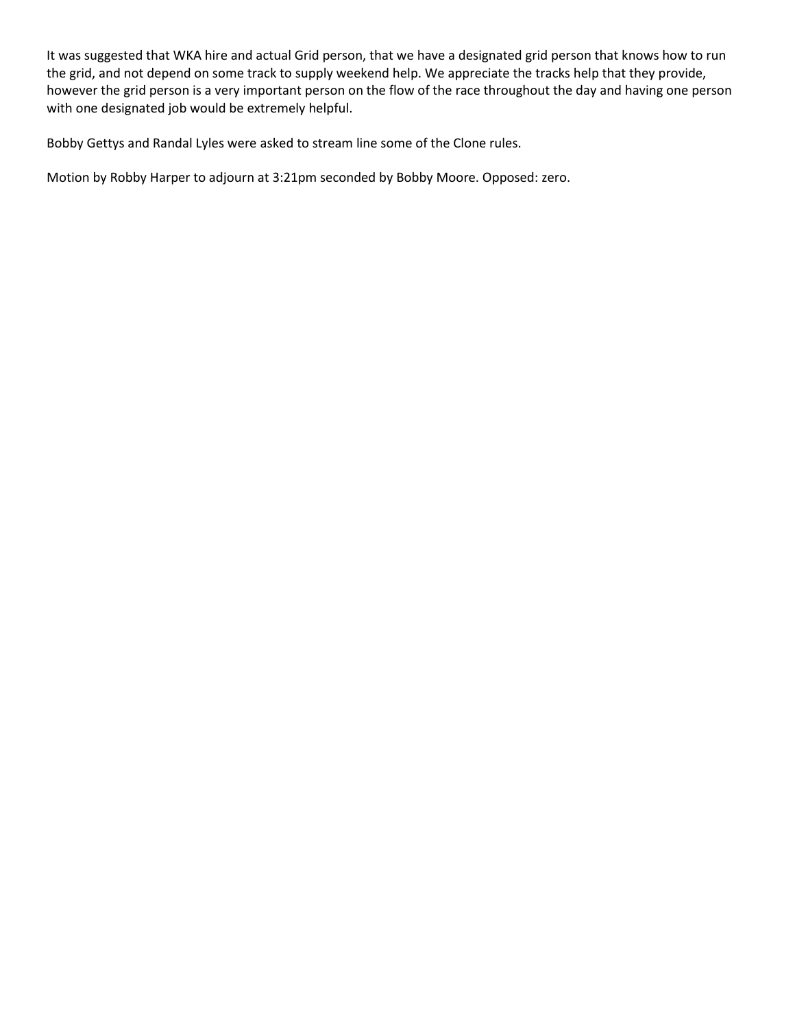It was suggested that WKA hire and actual Grid person, that we have a designated grid person that knows how to run the grid, and not depend on some track to supply weekend help. We appreciate the tracks help that they provide, however the grid person is a very important person on the flow of the race throughout the day and having one person with one designated job would be extremely helpful.

Bobby Gettys and Randal Lyles were asked to stream line some of the Clone rules.

Motion by Robby Harper to adjourn at 3:21pm seconded by Bobby Moore. Opposed: zero.